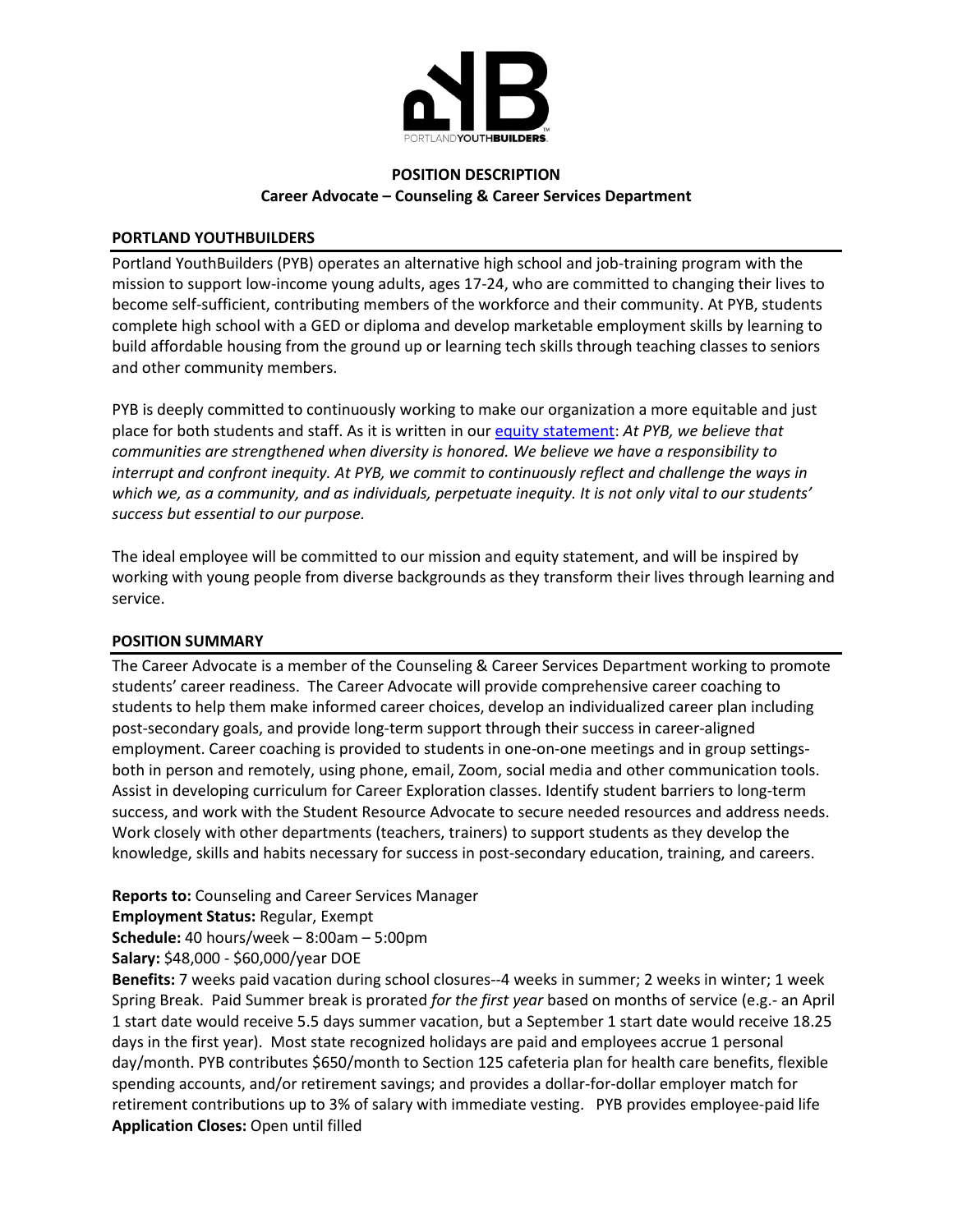**POSITION DESCRIPTION**
**Career Advocate – Counseling & Career Services Department**

## PORTLAND YOUTHBUILDERS

Portland YouthBuilders (PYB) operates an alternative high school and job-training program with the mission to support low-income young adults, ages 17-24, who are committed to changing their lives to become self-sufficient, contributing members of the workforce and their community. At PYB, students complete high school with a GED or diploma and develop marketable employment skills by learning to build affordable housing from the ground up or learning tech skills through teaching classes to seniors and other community members.

PYB is deeply committed to continuously working to make our organization a more equitable and just place for both students and staff. As it is written in our equity statement: *At PYB, we believe that communities are strengthened when diversity is honored. We believe we have a responsibility to interrupt and confront inequity. At PYB, we commit to continuously reflect and challenge the ways in which we, as a community, and as individuals, perpetuate inequity. It is not only vital to our students' success but essential to our purpose.*

The ideal employee will be committed to our mission and equity statement, and will be inspired by working with young people from diverse backgrounds as they transform their lives through learning and service.

## POSITION SUMMARY

The Career Advocate is a member of the Counseling & Career Services Department working to promote students' career readiness. The Career Advocate will provide comprehensive career coaching to students to help them make informed career choices, develop an individualized career plan including post-secondary goals, and provide long-term support through their success in career-aligned employment. Career coaching is provided to students in one-on-one meetings and in group settings- both in person and remotely, using phone, email, Zoom, social media and other communication tools. Assist in developing curriculum for Career Exploration classes. Identify student barriers to long-term success, and work with the Student Resource Advocate to secure needed resources and address needs. Work closely with other departments (teachers, trainers) to support students as they develop the knowledge, skills and habits necessary for success in post-secondary education, training, and careers.

**Reports to:** Counseling and Career Services Manager
**Employment Status:** Regular, Exempt
**Schedule:** 40 hours/week – 8:00am – 5:00pm
**Salary:** $48,000 - $60,000/year DOE
**Benefits:** 7 weeks paid vacation during school closures--4 weeks in summer; 2 weeks in winter; 1 week Spring Break. Paid Summer break is prorated *for the first year* based on months of service (e.g.- an April 1 start date would receive 5.5 days summer vacation, but a September 1 start date would receive 18.25 days in the first year). Most state recognized holidays are paid and employees accrue 1 personal day/month. PYB contributes $650/month to Section 125 cafeteria plan for health care benefits, flexible spending accounts, and/or retirement savings; and provides a dollar-for-dollar employer match for retirement contributions up to 3% of salary with immediate vesting. PYB provides employee-paid life
**Application Closes:** Open until filled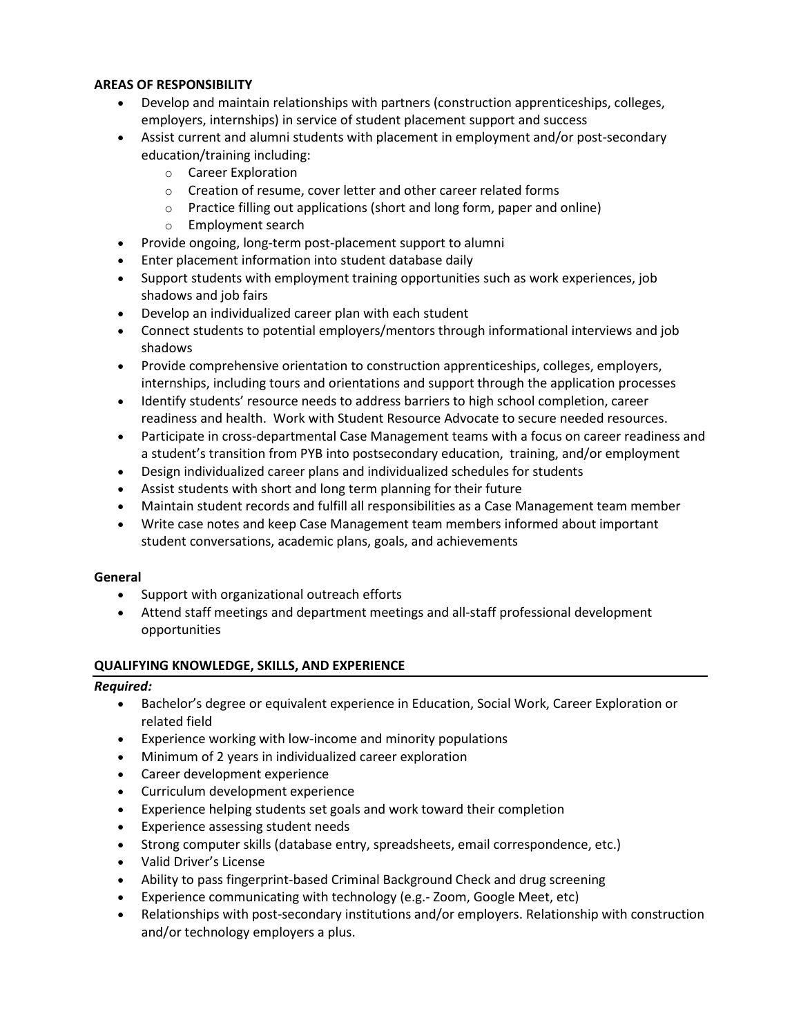### AREAS OF RESPONSIBILITY

- Develop and maintain relationships with partners (construction apprenticeships, colleges, employers, internships) in service of student placement support and success
- Assist current and alumni students with placement in employment and/or post-secondary education/training including:
  - Career Exploration
  - Creation of resume, cover letter and other career related forms
  - Practice filling out applications (short and long form, paper and online)
  - Employment search
- Provide ongoing, long-term post-placement support to alumni
- Enter placement information into student database daily
- Support students with employment training opportunities such as work experiences, job shadows and job fairs
- Develop an individualized career plan with each student
- Connect students to potential employers/mentors through informational interviews and job shadows
- Provide comprehensive orientation to construction apprenticeships, colleges, employers, internships, including tours and orientations and support through the application processes
- Identify students' resource needs to address barriers to high school completion, career readiness and health. Work with Student Resource Advocate to secure needed resources.
- Participate in cross-departmental Case Management teams with a focus on career readiness and a student's transition from PYB into postsecondary education, training, and/or employment
- Design individualized career plans and individualized schedules for students
- Assist students with short and long term planning for their future
- Maintain student records and fulfill all responsibilities as a Case Management team member
- Write case notes and keep Case Management team members informed about important student conversations, academic plans, goals, and achievements

**General**

- Support with organizational outreach efforts
- Attend staff meetings and department meetings and all-staff professional development opportunities

### QUALIFYING KNOWLEDGE, SKILLS, AND EXPERIENCE

***Required:***

- Bachelor's degree or equivalent experience in Education, Social Work, Career Exploration or related field
- Experience working with low-income and minority populations
- Minimum of 2 years in individualized career exploration
- Career development experience
- Curriculum development experience
- Experience helping students set goals and work toward their completion
- Experience assessing student needs
- Strong computer skills (database entry, spreadsheets, email correspondence, etc.)
- Valid Driver's License
- Ability to pass fingerprint-based Criminal Background Check and drug screening
- Experience communicating with technology (e.g.- Zoom, Google Meet, etc)
- Relationships with post-secondary institutions and/or employers. Relationship with construction and/or technology employers a plus.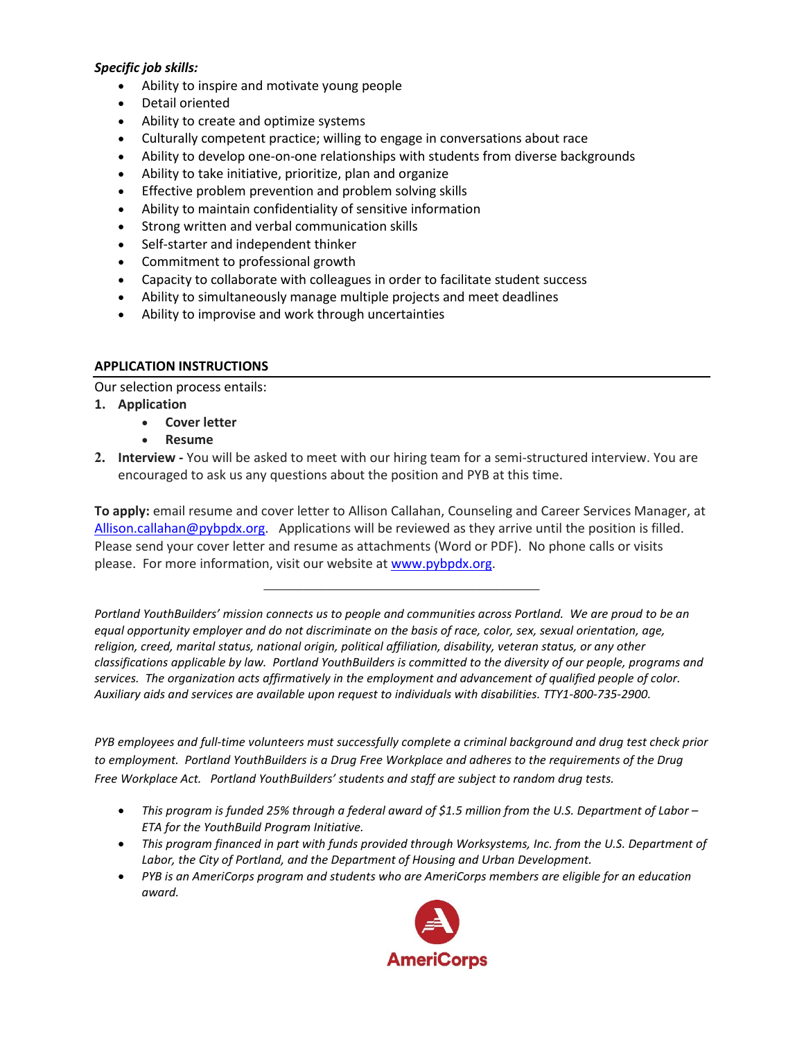***Specific job skills:***

- Ability to inspire and motivate young people
- Detail oriented
- Ability to create and optimize systems
- Culturally competent practice; willing to engage in conversations about race
- Ability to develop one-on-one relationships with students from diverse backgrounds
- Ability to take initiative, prioritize, plan and organize
- Effective problem prevention and problem solving skills
- Ability to maintain confidentiality of sensitive information
- Strong written and verbal communication skills
- Self-starter and independent thinker
- Commitment to professional growth
- Capacity to collaborate with colleagues in order to facilitate student success
- Ability to simultaneously manage multiple projects and meet deadlines
- Ability to improvise and work through uncertainties

## APPLICATION INSTRUCTIONS

Our selection process entails:

1. **Application**
   - **Cover letter**
   - **Resume**
2. **Interview -** You will be asked to meet with our hiring team for a semi-structured interview. You are encouraged to ask us any questions about the position and PYB at this time.

**To apply:** email resume and cover letter to Allison Callahan, Counseling and Career Services Manager, at Allison.callahan@pybpdx.org. Applications will be reviewed as they arrive until the position is filled. Please send your cover letter and resume as attachments (Word or PDF). No phone calls or visits please. For more information, visit our website at www.pybpdx.org.

---

*Portland YouthBuilders' mission connects us to people and communities across Portland. We are proud to be an equal opportunity employer and do not discriminate on the basis of race, color, sex, sexual orientation, age, religion, creed, marital status, national origin, political affiliation, disability, veteran status, or any other classifications applicable by law. Portland YouthBuilders is committed to the diversity of our people, programs and services. The organization acts affirmatively in the employment and advancement of qualified people of color. Auxiliary aids and services are available upon request to individuals with disabilities. TTY1-800-735-2900.*

*PYB employees and full-time volunteers must successfully complete a criminal background and drug test check prior to employment. Portland YouthBuilders is a Drug Free Workplace and adheres to the requirements of the Drug Free Workplace Act. Portland YouthBuilders' students and staff are subject to random drug tests.*

- *This program is funded 25% through a federal award of $1.5 million from the U.S. Department of Labor – ETA for the YouthBuild Program Initiative.*
- *This program financed in part with funds provided through Worksystems, Inc. from the U.S. Department of Labor, the City of Portland, and the Department of Housing and Urban Development.*
- *PYB is an AmeriCorps program and students who are AmeriCorps members are eligible for an education award.*

AmeriCorps